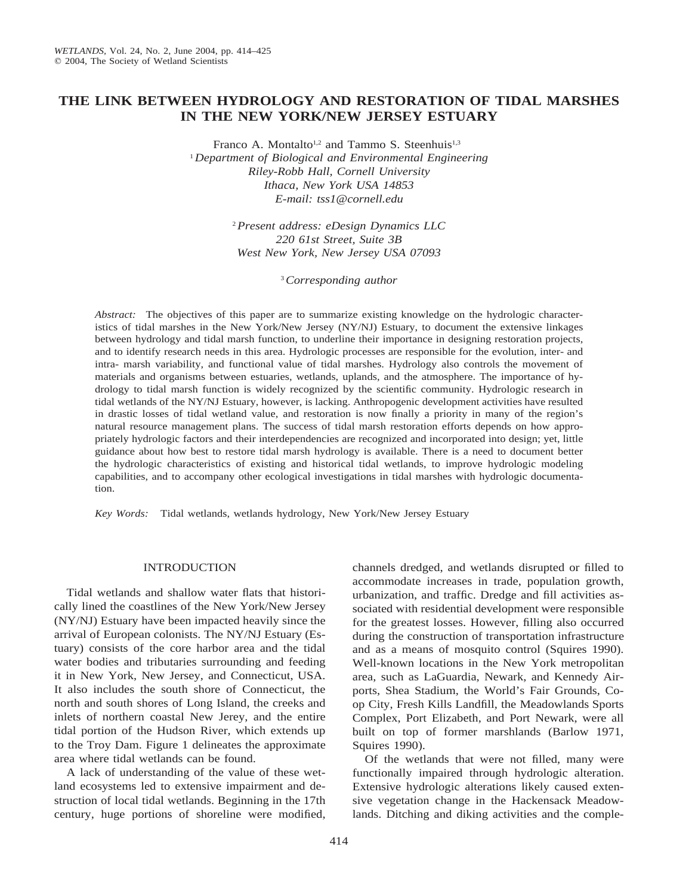# THE LINK BETWEEN HYDROLOGY AND RESTORATION OF TIDAL MARSHES IN THE NEW YORK/NEW JERSEY ESTUARY

Franco A. Montalto[1,2] and Tammo S. Steenhuis[1,3]

[1] *Department of Biological and Environmental Engineering*
*Riley-Robb Hall, Cornell University*
*Ithaca, New York USA 14853*
*E-mail: tss1@cornell.edu*

[2] *Present address: eDesign Dynamics LLC*
*220 61st Street, Suite 3B*
*West New York, New Jersey USA 07093*

[3] *Corresponding author*

*Abstract:* The objectives of this paper are to summarize existing knowledge on the hydrologic characteristics of tidal marshes in the New York/New Jersey (NY/NJ) Estuary, to document the extensive linkages between hydrology and tidal marsh function, to underline their importance in designing restoration projects, and to identify research needs in this area. Hydrologic processes are responsible for the evolution, inter- and intra- marsh variability, and functional value of tidal marshes. Hydrology also controls the movement of materials and organisms between estuaries, wetlands, uplands, and the atmosphere. The importance of hydrology to tidal marsh function is widely recognized by the scientific community. Hydrologic research in tidal wetlands of the NY/NJ Estuary, however, is lacking. Anthropogenic development activities have resulted in drastic losses of tidal wetland value, and restoration is now finally a priority in many of the region's natural resource management plans. The success of tidal marsh restoration efforts depends on how appropriately hydrologic factors and their interdependencies are recognized and incorporated into design; yet, little guidance about how best to restore tidal marsh hydrology is available. There is a need to document better the hydrologic characteristics of existing and historical tidal wetlands, to improve hydrologic modeling capabilities, and to accompany other ecological investigations in tidal marshes with hydrologic documentation.

*Key Words:* Tidal wetlands, wetlands hydrology, New York/New Jersey Estuary

## INTRODUCTION

Tidal wetlands and shallow water flats that historically lined the coastlines of the New York/New Jersey (NY/NJ) Estuary have been impacted heavily since the arrival of European colonists. The NY/NJ Estuary (Estuary) consists of the core harbor area and the tidal water bodies and tributaries surrounding and feeding it in New York, New Jersey, and Connecticut, USA. It also includes the south shore of Connecticut, the north and south shores of Long Island, the creeks and inlets of northern coastal New Jerey, and the entire tidal portion of the Hudson River, which extends up to the Troy Dam. Figure 1 delineates the approximate area where tidal wetlands can be found.

A lack of understanding of the value of these wetland ecosystems led to extensive impairment and destruction of local tidal wetlands. Beginning in the 17th century, huge portions of shoreline were modified, channels dredged, and wetlands disrupted or filled to accommodate increases in trade, population growth, urbanization, and traffic. Dredge and fill activities associated with residential development were responsible for the greatest losses. However, filling also occurred during the construction of transportation infrastructure and as a means of mosquito control (Squires 1990). Well-known locations in the New York metropolitan area, such as LaGuardia, Newark, and Kennedy Airports, Shea Stadium, the World's Fair Grounds, Coop City, Fresh Kills Landfill, the Meadowlands Sports Complex, Port Elizabeth, and Port Newark, were all built on top of former marshlands (Barlow 1971, Squires 1990).

Of the wetlands that were not filled, many were functionally impaired through hydrologic alteration. Extensive hydrologic alterations likely caused extensive vegetation change in the Hackensack Meadowlands. Ditching and diking activities and the comple-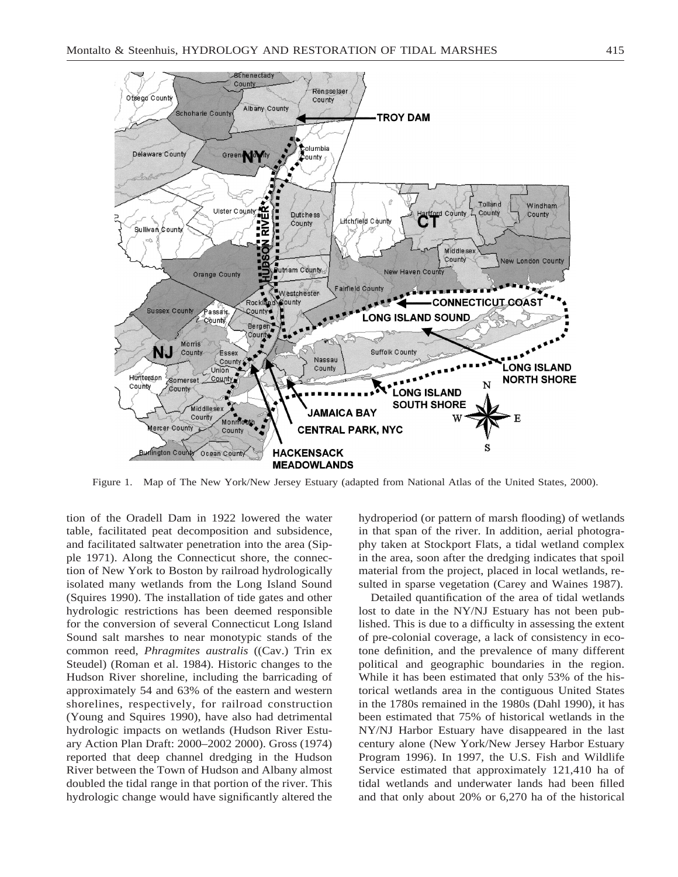Figure 1. Map of The New York/New Jersey Estuary (adapted from National Atlas of the United States, 2000).

tion of the Oradell Dam in 1922 lowered the water table, facilitated peat decomposition and subsidence, and facilitated saltwater penetration into the area (Sipple 1971). Along the Connecticut shore, the connection of New York to Boston by railroad hydrologically isolated many wetlands from the Long Island Sound (Squires 1990). The installation of tide gates and other hydrologic restrictions has been deemed responsible for the conversion of several Connecticut Long Island Sound salt marshes to near monotypic stands of the common reed, *Phragmites australis* ((Cav.) Trin ex Steudel) (Roman et al. 1984). Historic changes to the Hudson River shoreline, including the barricading of approximately 54 and 63% of the eastern and western shorelines, respectively, for railroad construction (Young and Squires 1990), have also had detrimental hydrologic impacts on wetlands (Hudson River Estuary Action Plan Draft: 2000–2002 2000). Gross (1974) reported that deep channel dredging in the Hudson River between the Town of Hudson and Albany almost doubled the tidal range in that portion of the river. This hydrologic change would have significantly altered the hydroperiod (or pattern of marsh flooding) of wetlands in that span of the river. In addition, aerial photography taken at Stockport Flats, a tidal wetland complex in the area, soon after the dredging indicates that spoil material from the project, placed in local wetlands, resulted in sparse vegetation (Carey and Waines 1987).

Detailed quantification of the area of tidal wetlands lost to date in the NY/NJ Estuary has not been published. This is due to a difficulty in assessing the extent of pre-colonial coverage, a lack of consistency in ecotone definition, and the prevalence of many different political and geographic boundaries in the region. While it has been estimated that only 53% of the historical wetlands area in the contiguous United States in the 1780s remained in the 1980s (Dahl 1990), it has been estimated that 75% of historical wetlands in the NY/NJ Harbor Estuary have disappeared in the last century alone (New York/New Jersey Harbor Estuary Program 1996). In 1997, the U.S. Fish and Wildlife Service estimated that approximately 121,410 ha of tidal wetlands and underwater lands had been filled and that only about 20% or 6,270 ha of the historical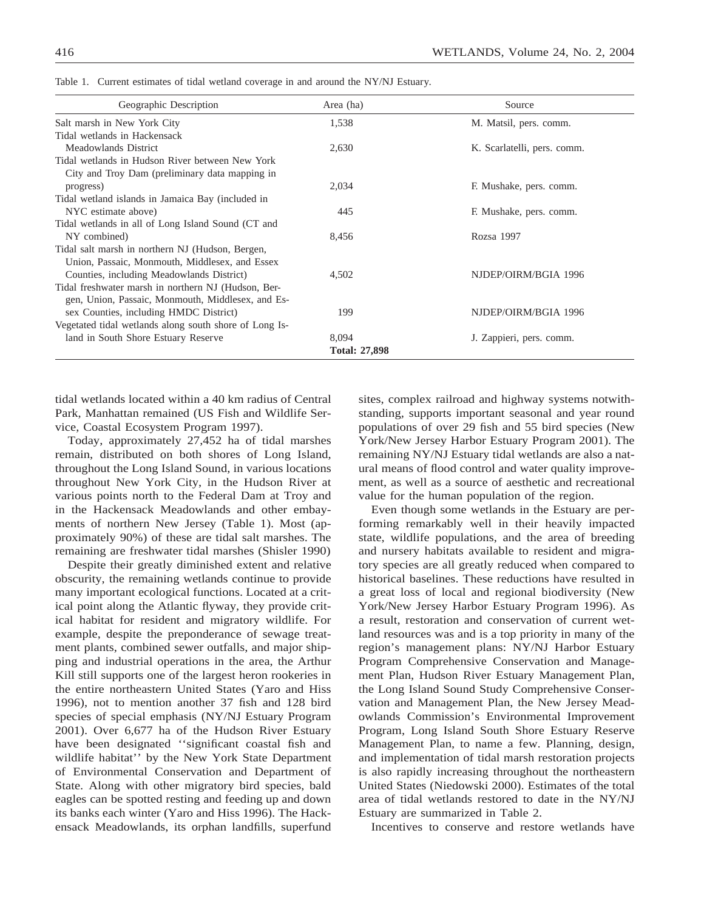Table 1. Current estimates of tidal wetland coverage in and around the NY/NJ Estuary.

| Geographic Description | Area (ha) | Source |
|---|---|---|
| Salt marsh in New York City | 1,538 | M. Matsil, pers. comm. |
| Tidal wetlands in Hackensack Meadowlands District | 2,630 | K. Scarlatelli, pers. comm. |
| Tidal wetlands in Hudson River between New York City and Troy Dam (preliminary data mapping in progress) | 2,034 | F. Mushake, pers. comm. |
| Tidal wetland islands in Jamaica Bay (included in NYC estimate above) | 445 | F. Mushake, pers. comm. |
| Tidal wetlands in all of Long Island Sound (CT and NY combined) | 8,456 | Rozsa 1997 |
| Tidal salt marsh in northern NJ (Hudson, Bergen, Union, Passaic, Monmouth, Middlesex, and Essex Counties, including Meadowlands District) | 4,502 | NJDEP/OIRM/BGIA 1996 |
| Tidal freshwater marsh in northern NJ (Hudson, Bergen, Union, Passaic, Monmouth, Middlesex, and Essex Counties, including HMDC District) | 199 | NJDEP/OIRM/BGIA 1996 |
| Vegetated tidal wetlands along south shore of Long Island in South Shore Estuary Reserve | 8,094 | J. Zappieri, pers. comm. |
| | **Total: 27,898** | |

tidal wetlands located within a 40 km radius of Central Park, Manhattan remained (US Fish and Wildlife Service, Coastal Ecosystem Program 1997).

Today, approximately 27,452 ha of tidal marshes remain, distributed on both shores of Long Island, throughout the Long Island Sound, in various locations throughout New York City, in the Hudson River at various points north to the Federal Dam at Troy and in the Hackensack Meadowlands and other embayments of northern New Jersey (Table 1). Most (approximately 90%) of these are tidal salt marshes. The remaining are freshwater tidal marshes (Shisler 1990)

Despite their greatly diminished extent and relative obscurity, the remaining wetlands continue to provide many important ecological functions. Located at a critical point along the Atlantic flyway, they provide critical habitat for resident and migratory wildlife. For example, despite the preponderance of sewage treatment plants, combined sewer outfalls, and major shipping and industrial operations in the area, the Arthur Kill still supports one of the largest heron rookeries in the entire northeastern United States (Yaro and Hiss 1996), not to mention another 37 fish and 128 bird species of special emphasis (NY/NJ Estuary Program 2001). Over 6,677 ha of the Hudson River Estuary have been designated ''significant coastal fish and wildlife habitat'' by the New York State Department of Environmental Conservation and Department of State. Along with other migratory bird species, bald eagles can be spotted resting and feeding up and down its banks each winter (Yaro and Hiss 1996). The Hackensack Meadowlands, its orphan landfills, superfund sites, complex railroad and highway systems notwithstanding, supports important seasonal and year round populations of over 29 fish and 55 bird species (New York/New Jersey Harbor Estuary Program 2001). The remaining NY/NJ Estuary tidal wetlands are also a natural means of flood control and water quality improvement, as well as a source of aesthetic and recreational value for the human population of the region.

Even though some wetlands in the Estuary are performing remarkably well in their heavily impacted state, wildlife populations, and the area of breeding and nursery habitats available to resident and migratory species are all greatly reduced when compared to historical baselines. These reductions have resulted in a great loss of local and regional biodiversity (New York/New Jersey Harbor Estuary Program 1996). As a result, restoration and conservation of current wetland resources was and is a top priority in many of the region's management plans: NY/NJ Harbor Estuary Program Comprehensive Conservation and Management Plan, Hudson River Estuary Management Plan, the Long Island Sound Study Comprehensive Conservation and Management Plan, the New Jersey Meadowlands Commission's Environmental Improvement Program, Long Island South Shore Estuary Reserve Management Plan, to name a few. Planning, design, and implementation of tidal marsh restoration projects is also rapidly increasing throughout the northeastern United States (Niedowski 2000). Estimates of the total area of tidal wetlands restored to date in the NY/NJ Estuary are summarized in Table 2.

Incentives to conserve and restore wetlands have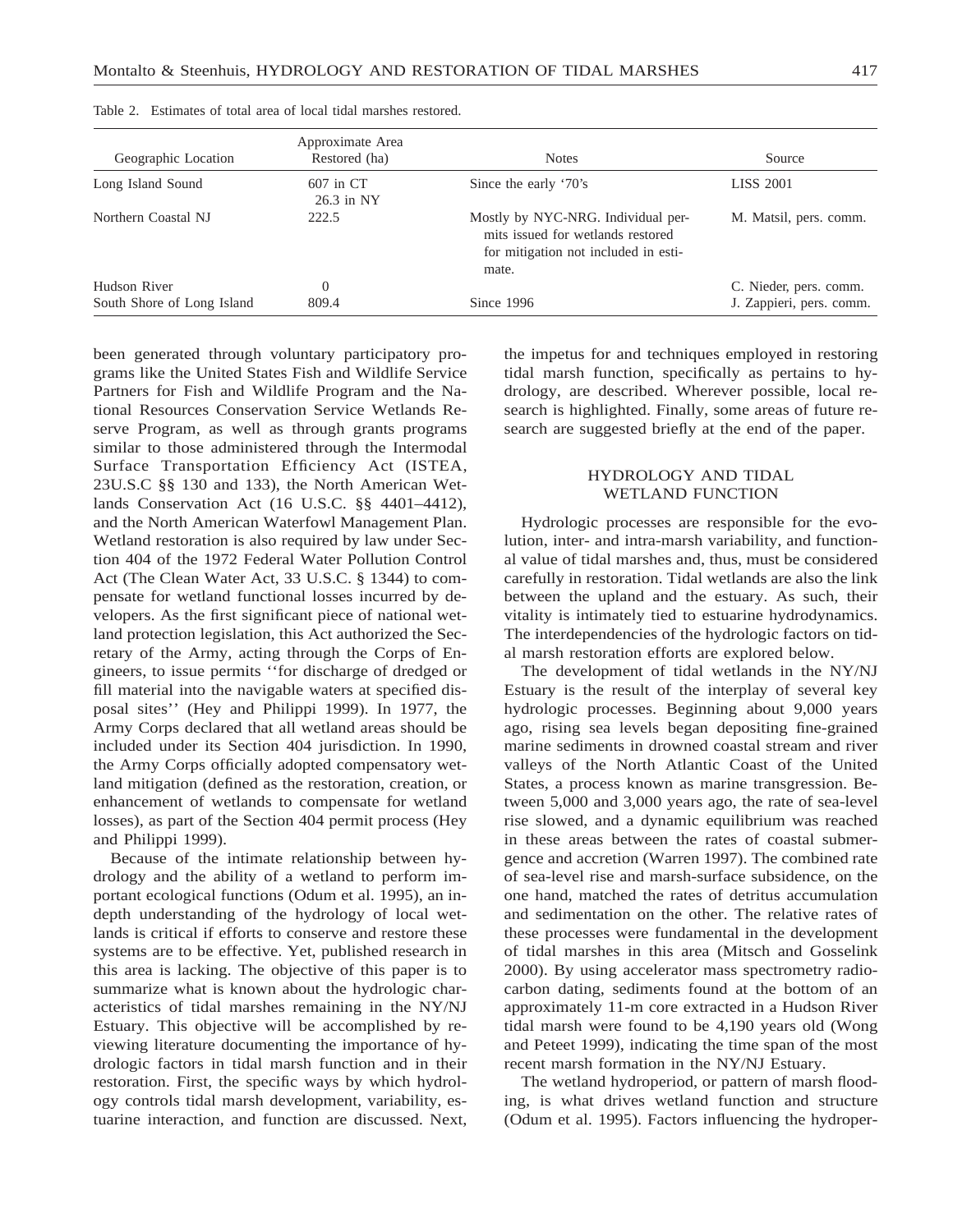Table 2. Estimates of total area of local tidal marshes restored.

| Geographic Location | Approximate Area Restored (ha) | Notes | Source |
|---|---|---|---|
| Long Island Sound | 607 in CT<br>26.3 in NY | Since the early '70's | LISS 2001 |
| Northern Coastal NJ | 222.5 | Mostly by NYC-NRG. Individual permits issued for wetlands restored for mitigation not included in estimate. | M. Matsil, pers. comm. |
| Hudson River | 0 | | C. Nieder, pers. comm. |
| South Shore of Long Island | 809.4 | Since 1996 | J. Zappieri, pers. comm. |

been generated through voluntary participatory programs like the United States Fish and Wildlife Service Partners for Fish and Wildlife Program and the National Resources Conservation Service Wetlands Reserve Program, as well as through grants programs similar to those administered through the Intermodal Surface Transportation Efficiency Act (ISTEA, 23U.S.C §§ 130 and 133), the North American Wetlands Conservation Act (16 U.S.C. §§ 4401–4412), and the North American Waterfowl Management Plan. Wetland restoration is also required by law under Section 404 of the 1972 Federal Water Pollution Control Act (The Clean Water Act, 33 U.S.C. § 1344) to compensate for wetland functional losses incurred by developers. As the first significant piece of national wetland protection legislation, this Act authorized the Secretary of the Army, acting through the Corps of Engineers, to issue permits ''for discharge of dredged or fill material into the navigable waters at specified disposal sites'' (Hey and Philippi 1999). In 1977, the Army Corps declared that all wetland areas should be included under its Section 404 jurisdiction. In 1990, the Army Corps officially adopted compensatory wetland mitigation (defined as the restoration, creation, or enhancement of wetlands to compensate for wetland losses), as part of the Section 404 permit process (Hey and Philippi 1999).

Because of the intimate relationship between hydrology and the ability of a wetland to perform important ecological functions (Odum et al. 1995), an in-depth understanding of the hydrology of local wetlands is critical if efforts to conserve and restore these systems are to be effective. Yet, published research in this area is lacking. The objective of this paper is to summarize what is known about the hydrologic characteristics of tidal marshes remaining in the NY/NJ Estuary. This objective will be accomplished by reviewing literature documenting the importance of hydrologic factors in tidal marsh function and in their restoration. First, the specific ways by which hydrology controls tidal marsh development, variability, estuarine interaction, and function are discussed. Next, the impetus for and techniques employed in restoring tidal marsh function, specifically as pertains to hydrology, are described. Wherever possible, local research is highlighted. Finally, some areas of future research are suggested briefly at the end of the paper.

## HYDROLOGY AND TIDAL WETLAND FUNCTION

Hydrologic processes are responsible for the evolution, inter- and intra-marsh variability, and functional value of tidal marshes and, thus, must be considered carefully in restoration. Tidal wetlands are also the link between the upland and the estuary. As such, their vitality is intimately tied to estuarine hydrodynamics. The interdependencies of the hydrologic factors on tidal marsh restoration efforts are explored below.

The development of tidal wetlands in the NY/NJ Estuary is the result of the interplay of several key hydrologic processes. Beginning about 9,000 years ago, rising sea levels began depositing fine-grained marine sediments in drowned coastal stream and river valleys of the North Atlantic Coast of the United States, a process known as marine transgression. Between 5,000 and 3,000 years ago, the rate of sea-level rise slowed, and a dynamic equilibrium was reached in these areas between the rates of coastal submergence and accretion (Warren 1997). The combined rate of sea-level rise and marsh-surface subsidence, on the one hand, matched the rates of detritus accumulation and sedimentation on the other. The relative rates of these processes were fundamental in the development of tidal marshes in this area (Mitsch and Gosselink 2000). By using accelerator mass spectrometry radiocarbon dating, sediments found at the bottom of an approximately 11-m core extracted in a Hudson River tidal marsh were found to be 4,190 years old (Wong and Peteet 1999), indicating the time span of the most recent marsh formation in the NY/NJ Estuary.

The wetland hydroperiod, or pattern of marsh flooding, is what drives wetland function and structure (Odum et al. 1995). Factors influencing the hydroper-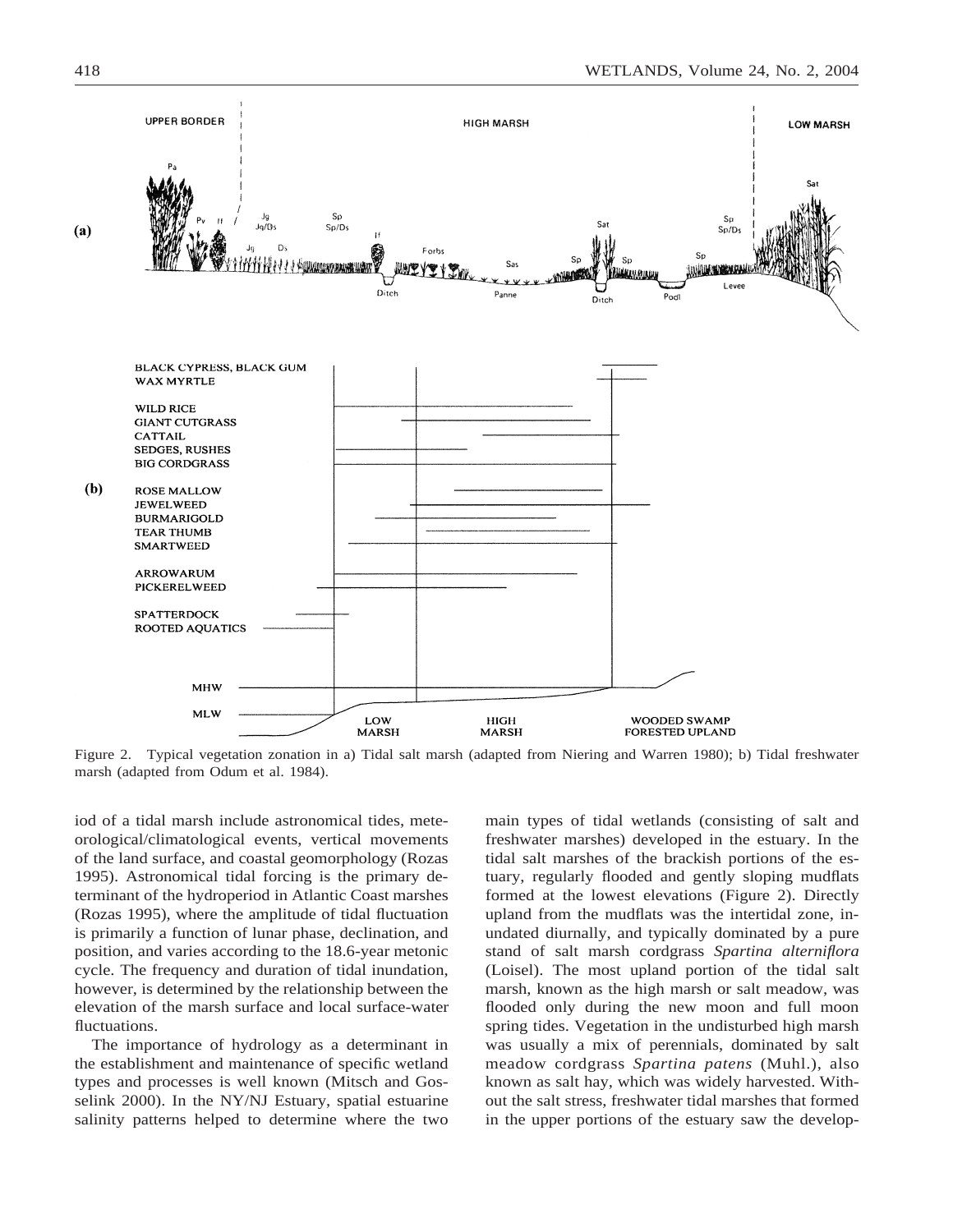Figure 2. Typical vegetation zonation in a) Tidal salt marsh (adapted from Niering and Warren 1980); b) Tidal freshwater marsh (adapted from Odum et al. 1984).

iod of a tidal marsh include astronomical tides, meteorological/climatological events, vertical movements of the land surface, and coastal geomorphology (Rozas 1995). Astronomical tidal forcing is the primary determinant of the hydroperiod in Atlantic Coast marshes (Rozas 1995), where the amplitude of tidal fluctuation is primarily a function of lunar phase, declination, and position, and varies according to the 18.6-year metonic cycle. The frequency and duration of tidal inundation, however, is determined by the relationship between the elevation of the marsh surface and local surface-water fluctuations.

The importance of hydrology as a determinant in the establishment and maintenance of specific wetland types and processes is well known (Mitsch and Gosselink 2000). In the NY/NJ Estuary, spatial estuarine salinity patterns helped to determine where the two main types of tidal wetlands (consisting of salt and freshwater marshes) developed in the estuary. In the tidal salt marshes of the brackish portions of the estuary, regularly flooded and gently sloping mudflats formed at the lowest elevations (Figure 2). Directly upland from the mudflats was the intertidal zone, inundated diurnally, and typically dominated by a pure stand of salt marsh cordgrass *Spartina alterniflora* (Loisel). The most upland portion of the tidal salt marsh, known as the high marsh or salt meadow, was flooded only during the new moon and full moon spring tides. Vegetation in the undisturbed high marsh was usually a mix of perennials, dominated by salt meadow cordgrass *Spartina patens* (Muhl.), also known as salt hay, which was widely harvested. Without the salt stress, freshwater tidal marshes that formed in the upper portions of the estuary saw the develop-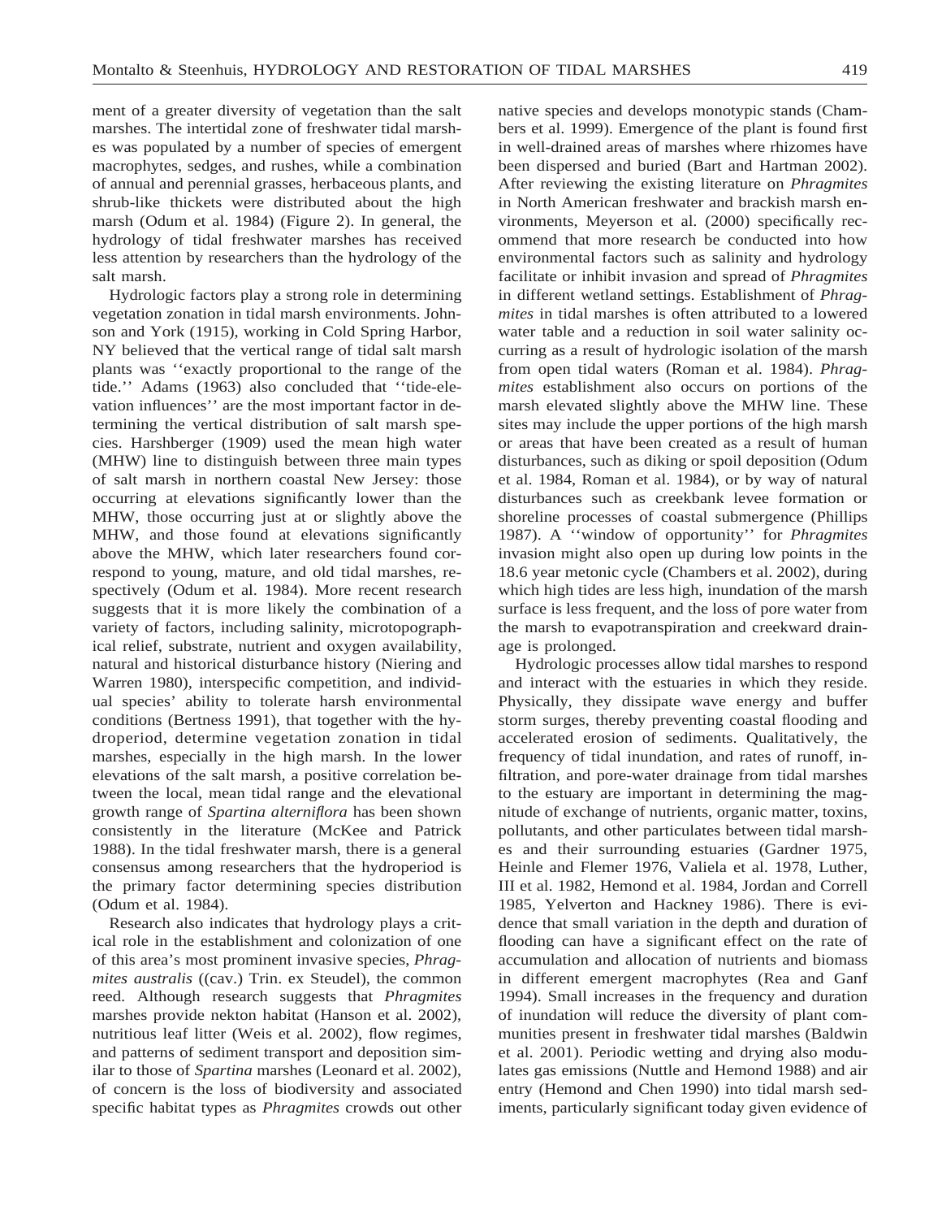ment of a greater diversity of vegetation than the salt marshes. The intertidal zone of freshwater tidal marshes was populated by a number of species of emergent macrophytes, sedges, and rushes, while a combination of annual and perennial grasses, herbaceous plants, and shrub-like thickets were distributed about the high marsh (Odum et al. 1984) (Figure 2). In general, the hydrology of tidal freshwater marshes has received less attention by researchers than the hydrology of the salt marsh.

Hydrologic factors play a strong role in determining vegetation zonation in tidal marsh environments. Johnson and York (1915), working in Cold Spring Harbor, NY believed that the vertical range of tidal salt marsh plants was ''exactly proportional to the range of the tide.'' Adams (1963) also concluded that ''tide-elevation influences'' are the most important factor in determining the vertical distribution of salt marsh species. Harshberger (1909) used the mean high water (MHW) line to distinguish between three main types of salt marsh in northern coastal New Jersey: those occurring at elevations significantly lower than the MHW, those occurring just at or slightly above the MHW, and those found at elevations significantly above the MHW, which later researchers found correspond to young, mature, and old tidal marshes, respectively (Odum et al. 1984). More recent research suggests that it is more likely the combination of a variety of factors, including salinity, microtopographical relief, substrate, nutrient and oxygen availability, natural and historical disturbance history (Niering and Warren 1980), interspecific competition, and individual species' ability to tolerate harsh environmental conditions (Bertness 1991), that together with the hydroperiod, determine vegetation zonation in tidal marshes, especially in the high marsh. In the lower elevations of the salt marsh, a positive correlation between the local, mean tidal range and the elevational growth range of *Spartina alterniflora* has been shown consistently in the literature (McKee and Patrick 1988). In the tidal freshwater marsh, there is a general consensus among researchers that the hydroperiod is the primary factor determining species distribution (Odum et al. 1984).

Research also indicates that hydrology plays a critical role in the establishment and colonization of one of this area's most prominent invasive species, *Phragmites australis* ((cav.) Trin. ex Steudel), the common reed. Although research suggests that *Phragmites* marshes provide nekton habitat (Hanson et al. 2002), nutritious leaf litter (Weis et al. 2002), flow regimes, and patterns of sediment transport and deposition similar to those of *Spartina* marshes (Leonard et al. 2002), of concern is the loss of biodiversity and associated specific habitat types as *Phragmites* crowds out other native species and develops monotypic stands (Chambers et al. 1999). Emergence of the plant is found first in well-drained areas of marshes where rhizomes have been dispersed and buried (Bart and Hartman 2002). After reviewing the existing literature on *Phragmites* in North American freshwater and brackish marsh environments, Meyerson et al. (2000) specifically recommend that more research be conducted into how environmental factors such as salinity and hydrology facilitate or inhibit invasion and spread of *Phragmites* in different wetland settings. Establishment of *Phragmites* in tidal marshes is often attributed to a lowered water table and a reduction in soil water salinity occurring as a result of hydrologic isolation of the marsh from open tidal waters (Roman et al. 1984). *Phragmites* establishment also occurs on portions of the marsh elevated slightly above the MHW line. These sites may include the upper portions of the high marsh or areas that have been created as a result of human disturbances, such as diking or spoil deposition (Odum et al. 1984, Roman et al. 1984), or by way of natural disturbances such as creekbank levee formation or shoreline processes of coastal submergence (Phillips 1987). A ''window of opportunity'' for *Phragmites* invasion might also open up during low points in the 18.6 year metonic cycle (Chambers et al. 2002), during which high tides are less high, inundation of the marsh surface is less frequent, and the loss of pore water from the marsh to evapotranspiration and creekward drainage is prolonged.

Hydrologic processes allow tidal marshes to respond and interact with the estuaries in which they reside. Physically, they dissipate wave energy and buffer storm surges, thereby preventing coastal flooding and accelerated erosion of sediments. Qualitatively, the frequency of tidal inundation, and rates of runoff, infiltration, and pore-water drainage from tidal marshes to the estuary are important in determining the magnitude of exchange of nutrients, organic matter, toxins, pollutants, and other particulates between tidal marshes and their surrounding estuaries (Gardner 1975, Heinle and Flemer 1976, Valiela et al. 1978, Luther, III et al. 1982, Hemond et al. 1984, Jordan and Correll 1985, Yelverton and Hackney 1986). There is evidence that small variation in the depth and duration of flooding can have a significant effect on the rate of accumulation and allocation of nutrients and biomass in different emergent macrophytes (Rea and Ganf 1994). Small increases in the frequency and duration of inundation will reduce the diversity of plant communities present in freshwater tidal marshes (Baldwin et al. 2001). Periodic wetting and drying also modulates gas emissions (Nuttle and Hemond 1988) and air entry (Hemond and Chen 1990) into tidal marsh sediments, particularly significant today given evidence of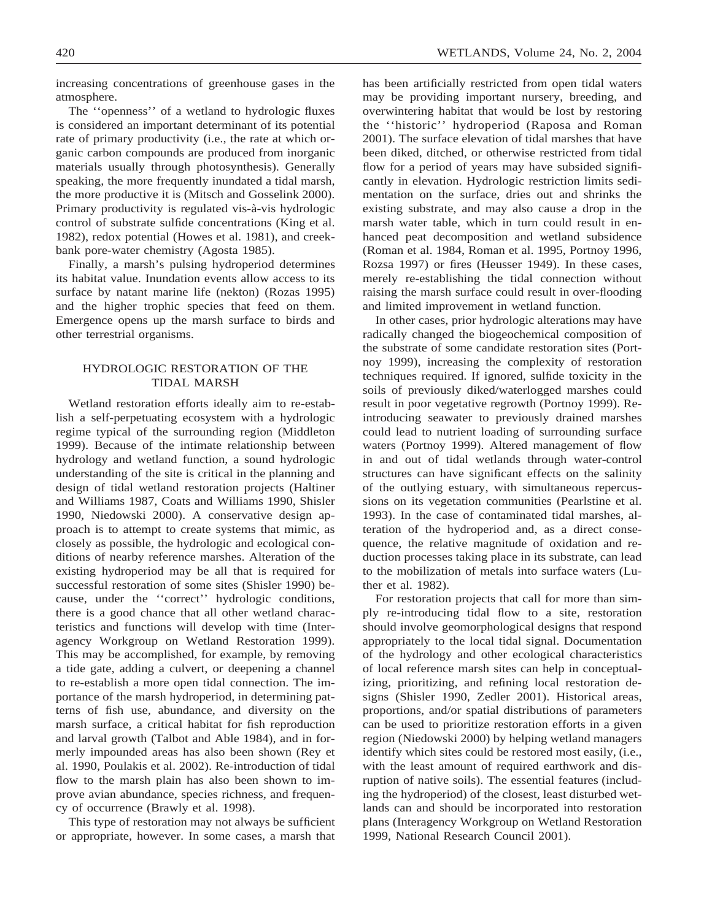increasing concentrations of greenhouse gases in the atmosphere.

The ''openness'' of a wetland to hydrologic fluxes is considered an important determinant of its potential rate of primary productivity (i.e., the rate at which organic carbon compounds are produced from inorganic materials usually through photosynthesis). Generally speaking, the more frequently inundated a tidal marsh, the more productive it is (Mitsch and Gosselink 2000). Primary productivity is regulated vis-à-vis hydrologic control of substrate sulfide concentrations (King et al. 1982), redox potential (Howes et al. 1981), and creekbank pore-water chemistry (Agosta 1985).

Finally, a marsh's pulsing hydroperiod determines its habitat value. Inundation events allow access to its surface by natant marine life (nekton) (Rozas 1995) and the higher trophic species that feed on them. Emergence opens up the marsh surface to birds and other terrestrial organisms.

## HYDROLOGIC RESTORATION OF THE TIDAL MARSH

Wetland restoration efforts ideally aim to re-establish a self-perpetuating ecosystem with a hydrologic regime typical of the surrounding region (Middleton 1999). Because of the intimate relationship between hydrology and wetland function, a sound hydrologic understanding of the site is critical in the planning and design of tidal wetland restoration projects (Haltiner and Williams 1987, Coats and Williams 1990, Shisler 1990, Niedowski 2000). A conservative design approach is to attempt to create systems that mimic, as closely as possible, the hydrologic and ecological conditions of nearby reference marshes. Alteration of the existing hydroperiod may be all that is required for successful restoration of some sites (Shisler 1990) because, under the ''correct'' hydrologic conditions, there is a good chance that all other wetland characteristics and functions will develop with time (Interagency Workgroup on Wetland Restoration 1999). This may be accomplished, for example, by removing a tide gate, adding a culvert, or deepening a channel to re-establish a more open tidal connection. The importance of the marsh hydroperiod, in determining patterns of fish use, abundance, and diversity on the marsh surface, a critical habitat for fish reproduction and larval growth (Talbot and Able 1984), and in formerly impounded areas has also been shown (Rey et al. 1990, Poulakis et al. 2002). Re-introduction of tidal flow to the marsh plain has also been shown to improve avian abundance, species richness, and frequency of occurrence (Brawly et al. 1998).

This type of restoration may not always be sufficient or appropriate, however. In some cases, a marsh that has been artificially restricted from open tidal waters may be providing important nursery, breeding, and overwintering habitat that would be lost by restoring the ''historic'' hydroperiod (Raposa and Roman 2001). The surface elevation of tidal marshes that have been diked, ditched, or otherwise restricted from tidal flow for a period of years may have subsided significantly in elevation. Hydrologic restriction limits sedimentation on the surface, dries out and shrinks the existing substrate, and may also cause a drop in the marsh water table, which in turn could result in enhanced peat decomposition and wetland subsidence (Roman et al. 1984, Roman et al. 1995, Portnoy 1996, Rozsa 1997) or fires (Heusser 1949). In these cases, merely re-establishing the tidal connection without raising the marsh surface could result in over-flooding and limited improvement in wetland function.

In other cases, prior hydrologic alterations may have radically changed the biogeochemical composition of the substrate of some candidate restoration sites (Portnoy 1999), increasing the complexity of restoration techniques required. If ignored, sulfide toxicity in the soils of previously diked/waterlogged marshes could result in poor vegetative regrowth (Portnoy 1999). Re-introducing seawater to previously drained marshes could lead to nutrient loading of surrounding surface waters (Portnoy 1999). Altered management of flow in and out of tidal wetlands through water-control structures can have significant effects on the salinity of the outlying estuary, with simultaneous repercussions on its vegetation communities (Pearlstine et al. 1993). In the case of contaminated tidal marshes, alteration of the hydroperiod and, as a direct consequence, the relative magnitude of oxidation and reduction processes taking place in its substrate, can lead to the mobilization of metals into surface waters (Luther et al. 1982).

For restoration projects that call for more than simply re-introducing tidal flow to a site, restoration should involve geomorphological designs that respond appropriately to the local tidal signal. Documentation of the hydrology and other ecological characteristics of local reference marsh sites can help in conceptualizing, prioritizing, and refining local restoration designs (Shisler 1990, Zedler 2001). Historical areas, proportions, and/or spatial distributions of parameters can be used to prioritize restoration efforts in a given region (Niedowski 2000) by helping wetland managers identify which sites could be restored most easily, (i.e., with the least amount of required earthwork and disruption of native soils). The essential features (including the hydroperiod) of the closest, least disturbed wetlands can and should be incorporated into restoration plans (Interagency Workgroup on Wetland Restoration 1999, National Research Council 2001).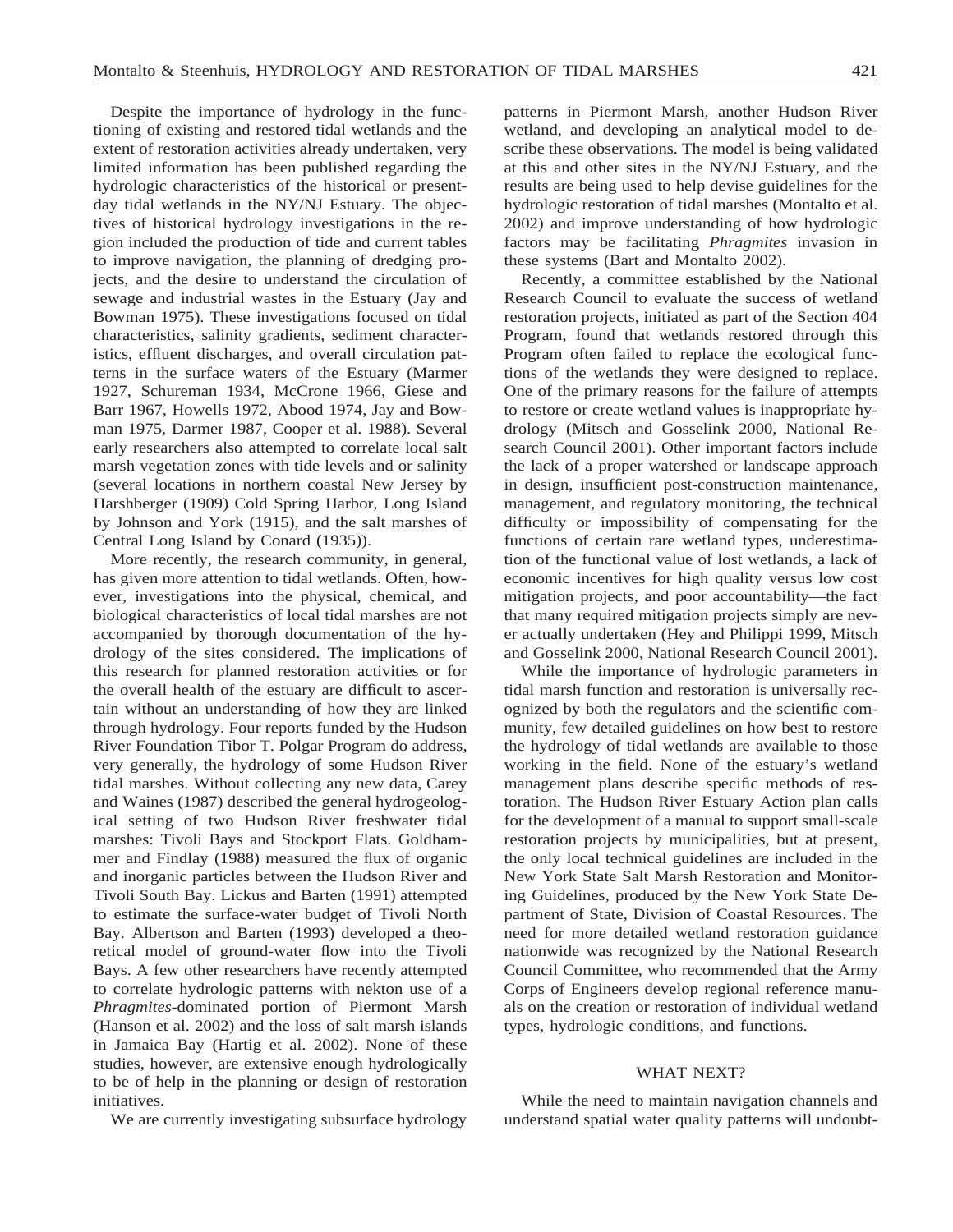Despite the importance of hydrology in the functioning of existing and restored tidal wetlands and the extent of restoration activities already undertaken, very limited information has been published regarding the hydrologic characteristics of the historical or present-day tidal wetlands in the NY/NJ Estuary. The objectives of historical hydrology investigations in the region included the production of tide and current tables to improve navigation, the planning of dredging projects, and the desire to understand the circulation of sewage and industrial wastes in the Estuary (Jay and Bowman 1975). These investigations focused on tidal characteristics, salinity gradients, sediment characteristics, effluent discharges, and overall circulation patterns in the surface waters of the Estuary (Marmer 1927, Schureman 1934, McCrone 1966, Giese and Barr 1967, Howells 1972, Abood 1974, Jay and Bowman 1975, Darmer 1987, Cooper et al. 1988). Several early researchers also attempted to correlate local salt marsh vegetation zones with tide levels and or salinity (several locations in northern coastal New Jersey by Harshberger (1909) Cold Spring Harbor, Long Island by Johnson and York (1915), and the salt marshes of Central Long Island by Conard (1935)).

More recently, the research community, in general, has given more attention to tidal wetlands. Often, however, investigations into the physical, chemical, and biological characteristics of local tidal marshes are not accompanied by thorough documentation of the hydrology of the sites considered. The implications of this research for planned restoration activities or for the overall health of the estuary are difficult to ascertain without an understanding of how they are linked through hydrology. Four reports funded by the Hudson River Foundation Tibor T. Polgar Program do address, very generally, the hydrology of some Hudson River tidal marshes. Without collecting any new data, Carey and Waines (1987) described the general hydrogeological setting of two Hudson River freshwater tidal marshes: Tivoli Bays and Stockport Flats. Goldhammer and Findlay (1988) measured the flux of organic and inorganic particles between the Hudson River and Tivoli South Bay. Lickus and Barten (1991) attempted to estimate the surface-water budget of Tivoli North Bay. Albertson and Barten (1993) developed a theoretical model of ground-water flow into the Tivoli Bays. A few other researchers have recently attempted to correlate hydrologic patterns with nekton use of a *Phragmites*-dominated portion of Piermont Marsh (Hanson et al. 2002) and the loss of salt marsh islands in Jamaica Bay (Hartig et al. 2002). None of these studies, however, are extensive enough hydrologically to be of help in the planning or design of restoration initiatives.

We are currently investigating subsurface hydrology patterns in Piermont Marsh, another Hudson River wetland, and developing an analytical model to describe these observations. The model is being validated at this and other sites in the NY/NJ Estuary, and the results are being used to help devise guidelines for the hydrologic restoration of tidal marshes (Montalto et al. 2002) and improve understanding of how hydrologic factors may be facilitating *Phragmites* invasion in these systems (Bart and Montalto 2002).

Recently, a committee established by the National Research Council to evaluate the success of wetland restoration projects, initiated as part of the Section 404 Program, found that wetlands restored through this Program often failed to replace the ecological functions of the wetlands they were designed to replace. One of the primary reasons for the failure of attempts to restore or create wetland values is inappropriate hydrology (Mitsch and Gosselink 2000, National Research Council 2001). Other important factors include the lack of a proper watershed or landscape approach in design, insufficient post-construction maintenance, management, and regulatory monitoring, the technical difficulty or impossibility of compensating for the functions of certain rare wetland types, underestimation of the functional value of lost wetlands, a lack of economic incentives for high quality versus low cost mitigation projects, and poor accountability—the fact that many required mitigation projects simply are never actually undertaken (Hey and Philippi 1999, Mitsch and Gosselink 2000, National Research Council 2001).

While the importance of hydrologic parameters in tidal marsh function and restoration is universally recognized by both the regulators and the scientific community, few detailed guidelines on how best to restore the hydrology of tidal wetlands are available to those working in the field. None of the estuary's wetland management plans describe specific methods of restoration. The Hudson River Estuary Action plan calls for the development of a manual to support small-scale restoration projects by municipalities, but at present, the only local technical guidelines are included in the New York State Salt Marsh Restoration and Monitoring Guidelines, produced by the New York State Department of State, Division of Coastal Resources. The need for more detailed wetland restoration guidance nationwide was recognized by the National Research Council Committee, who recommended that the Army Corps of Engineers develop regional reference manuals on the creation or restoration of individual wetland types, hydrologic conditions, and functions.

## WHAT NEXT?

While the need to maintain navigation channels and understand spatial water quality patterns will undoubt-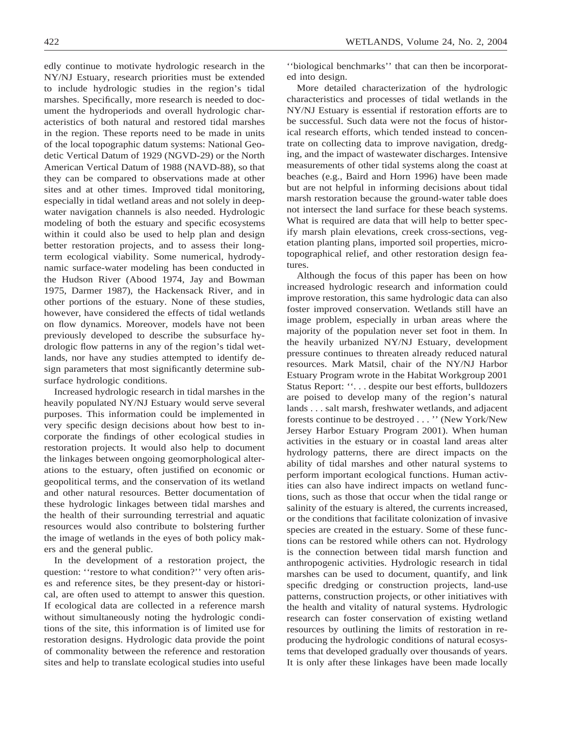edly continue to motivate hydrologic research in the NY/NJ Estuary, research priorities must be extended to include hydrologic studies in the region's tidal marshes. Specifically, more research is needed to document the hydroperiods and overall hydrologic characteristics of both natural and restored tidal marshes in the region. These reports need to be made in units of the local topographic datum systems: National Geodetic Vertical Datum of 1929 (NGVD-29) or the North American Vertical Datum of 1988 (NAVD-88), so that they can be compared to observations made at other sites and at other times. Improved tidal monitoring, especially in tidal wetland areas and not solely in deep-water navigation channels is also needed. Hydrologic modeling of both the estuary and specific ecosystems within it could also be used to help plan and design better restoration projects, and to assess their long-term ecological viability. Some numerical, hydrodynamic surface-water modeling has been conducted in the Hudson River (Abood 1974, Jay and Bowman 1975, Darmer 1987), the Hackensack River, and in other portions of the estuary. None of these studies, however, have considered the effects of tidal wetlands on flow dynamics. Moreover, models have not been previously developed to describe the subsurface hydrologic flow patterns in any of the region's tidal wetlands, nor have any studies attempted to identify design parameters that most significantly determine subsurface hydrologic conditions.

Increased hydrologic research in tidal marshes in the heavily populated NY/NJ Estuary would serve several purposes. This information could be implemented in very specific design decisions about how best to incorporate the findings of other ecological studies in restoration projects. It would also help to document the linkages between ongoing geomorphological alterations to the estuary, often justified on economic or geopolitical terms, and the conservation of its wetland and other natural resources. Better documentation of these hydrologic linkages between tidal marshes and the health of their surrounding terrestrial and aquatic resources would also contribute to bolstering further the image of wetlands in the eyes of both policy makers and the general public.

In the development of a restoration project, the question: ''restore to what condition?'' very often arises and reference sites, be they present-day or historical, are often used to attempt to answer this question. If ecological data are collected in a reference marsh without simultaneously noting the hydrologic conditions of the site, this information is of limited use for restoration designs. Hydrologic data provide the point of commonality between the reference and restoration sites and help to translate ecological studies into useful ''biological benchmarks'' that can then be incorporated into design.

More detailed characterization of the hydrologic characteristics and processes of tidal wetlands in the NY/NJ Estuary is essential if restoration efforts are to be successful. Such data were not the focus of historical research efforts, which tended instead to concentrate on collecting data to improve navigation, dredging, and the impact of wastewater discharges. Intensive measurements of other tidal systems along the coast at beaches (e.g., Baird and Horn 1996) have been made but are not helpful in informing decisions about tidal marsh restoration because the ground-water table does not intersect the land surface for these beach systems. What is required are data that will help to better specify marsh plain elevations, creek cross-sections, vegetation planting plans, imported soil properties, microtopographical relief, and other restoration design features.

Although the focus of this paper has been on how increased hydrologic research and information could improve restoration, this same hydrologic data can also foster improved conservation. Wetlands still have an image problem, especially in urban areas where the majority of the population never set foot in them. In the heavily urbanized NY/NJ Estuary, development pressure continues to threaten already reduced natural resources. Mark Matsil, chair of the NY/NJ Harbor Estuary Program wrote in the Habitat Workgroup 2001 Status Report: ''. . . despite our best efforts, bulldozers are poised to develop many of the region's natural lands . . . salt marsh, freshwater wetlands, and adjacent forests continue to be destroyed . . . '' (New York/New Jersey Harbor Estuary Program 2001). When human activities in the estuary or in coastal land areas alter hydrology patterns, there are direct impacts on the ability of tidal marshes and other natural systems to perform important ecological functions. Human activities can also have indirect impacts on wetland functions, such as those that occur when the tidal range or salinity of the estuary is altered, the currents increased, or the conditions that facilitate colonization of invasive species are created in the estuary. Some of these functions can be restored while others can not. Hydrology is the connection between tidal marsh function and anthropogenic activities. Hydrologic research in tidal marshes can be used to document, quantify, and link specific dredging or construction projects, land-use patterns, construction projects, or other initiatives with the health and vitality of natural systems. Hydrologic research can foster conservation of existing wetland resources by outlining the limits of restoration in reproducing the hydrologic conditions of natural ecosystems that developed gradually over thousands of years. It is only after these linkages have been made locally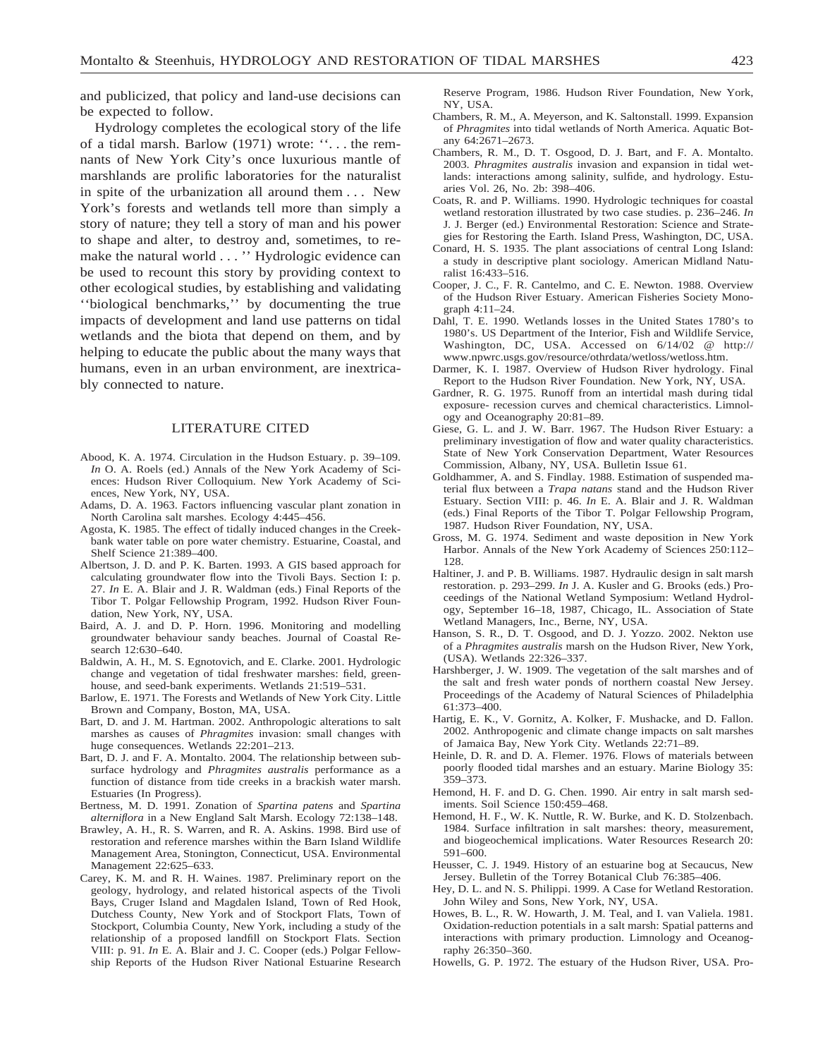and publicized, that policy and land-use decisions can be expected to follow.

Hydrology completes the ecological story of the life of a tidal marsh. Barlow (1971) wrote: ''. . . the remnants of New York City's once luxurious mantle of marshlands are prolific laboratories for the naturalist in spite of the urbanization all around them . . . New York's forests and wetlands tell more than simply a story of nature; they tell a story of man and his power to shape and alter, to destroy and, sometimes, to remake the natural world . . . '' Hydrologic evidence can be used to recount this story by providing context to other ecological studies, by establishing and validating ''biological benchmarks,'' by documenting the true impacts of development and land use patterns on tidal wetlands and the biota that depend on them, and by helping to educate the public about the many ways that humans, even in an urban environment, are inextricably connected to nature.

## LITERATURE CITED

Abood, K. A. 1974. Circulation in the Hudson Estuary. p. 39–109. *In* O. A. Roels (ed.) Annals of the New York Academy of Sciences: Hudson River Colloquium. New York Academy of Sciences, New York, NY, USA.

Adams, D. A. 1963. Factors influencing vascular plant zonation in North Carolina salt marshes. Ecology 4:445–456.

Agosta, K. 1985. The effect of tidally induced changes in the Creekbank water table on pore water chemistry. Estuarine, Coastal, and Shelf Science 21:389–400.

Albertson, J. D. and P. K. Barten. 1993. A GIS based approach for calculating groundwater flow into the Tivoli Bays. Section I: p. 27. *In* E. A. Blair and J. R. Waldman (eds.) Final Reports of the Tibor T. Polgar Fellowship Program, 1992. Hudson River Foundation, New York, NY, USA.

Baird, A. J. and D. P. Horn. 1996. Monitoring and modelling groundwater behaviour sandy beaches. Journal of Coastal Research 12:630–640.

Baldwin, A. H., M. S. Egnotovich, and E. Clarke. 2001. Hydrologic change and vegetation of tidal freshwater marshes: field, greenhouse, and seed-bank experiments. Wetlands 21:519–531.

Barlow, E. 1971. The Forests and Wetlands of New York City. Little Brown and Company, Boston, MA, USA.

Bart, D. and J. M. Hartman. 2002. Anthropologic alterations to salt marshes as causes of *Phragmites* invasion: small changes with huge consequences. Wetlands 22:201–213.

Bart, D. J. and F. A. Montalto. 2004. The relationship between subsurface hydrology and *Phragmites australis* performance as a function of distance from tide creeks in a brackish water marsh. Estuaries (In Progress).

Bertness, M. D. 1991. Zonation of *Spartina patens* and *Spartina alterniflora* in a New England Salt Marsh. Ecology 72:138–148.

Brawley, A. H., R. S. Warren, and R. A. Askins. 1998. Bird use of restoration and reference marshes within the Barn Island Wildlife Management Area, Stonington, Connecticut, USA. Environmental Management 22:625–633.

Carey, K. M. and R. H. Waines. 1987. Preliminary report on the geology, hydrology, and related historical aspects of the Tivoli Bays, Cruger Island and Magdalen Island, Town of Red Hook, Dutchess County, New York and of Stockport Flats, Town of Stockport, Columbia County, New York, including a study of the relationship of a proposed landfill on Stockport Flats. Section VIII: p. 91. *In* E. A. Blair and J. C. Cooper (eds.) Polgar Fellowship Reports of the Hudson River National Estuarine Research Reserve Program, 1986. Hudson River Foundation, New York, NY, USA.

Chambers, R. M., A. Meyerson, and K. Saltonstall. 1999. Expansion of *Phragmites* into tidal wetlands of North America. Aquatic Botany 64:2671–2673.

Chambers, R. M., D. T. Osgood, D. J. Bart, and F. A. Montalto. 2003. *Phragmites australis* invasion and expansion in tidal wetlands: interactions among salinity, sulfide, and hydrology. Estuaries Vol. 26, No. 2b: 398–406.

Coats, R. and P. Williams. 1990. Hydrologic techniques for coastal wetland restoration illustrated by two case studies. p. 236–246. *In* J. J. Berger (ed.) Environmental Restoration: Science and Strategies for Restoring the Earth. Island Press, Washington, DC, USA.

Conard, H. S. 1935. The plant associations of central Long Island: a study in descriptive plant sociology. American Midland Naturalist 16:433–516.

Cooper, J. C., F. R. Cantelmo, and C. E. Newton. 1988. Overview of the Hudson River Estuary. American Fisheries Society Monograph 4:11–24.

Dahl, T. E. 1990. Wetlands losses in the United States 1780's to 1980's. US Department of the Interior, Fish and Wildlife Service, Washington, DC, USA. Accessed on 6/14/02 @ http://www.npwrc.usgs.gov/resource/othrdata/wetloss/wetloss.htm.

Darmer, K. I. 1987. Overview of Hudson River hydrology. Final Report to the Hudson River Foundation. New York, NY, USA.

Gardner, R. G. 1975. Runoff from an intertidal mash during tidal exposure- recession curves and chemical characteristics. Limnology and Oceanography 20:81–89.

Giese, G. L. and J. W. Barr. 1967. The Hudson River Estuary: a preliminary investigation of flow and water quality characteristics. State of New York Conservation Department, Water Resources Commission, Albany, NY, USA. Bulletin Issue 61.

Goldhammer, A. and S. Findlay. 1988. Estimation of suspended material flux between a *Trapa natans* stand and the Hudson River Estuary. Section VIII: p. 46. *In* E. A. Blair and J. R. Waldman (eds.) Final Reports of the Tibor T. Polgar Fellowship Program, 1987. Hudson River Foundation, NY, USA.

Gross, M. G. 1974. Sediment and waste deposition in New York Harbor. Annals of the New York Academy of Sciences 250:112–128.

Haltiner, J. and P. B. Williams. 1987. Hydraulic design in salt marsh restoration. p. 293–299. *In* J. A. Kusler and G. Brooks (eds.) Proceedings of the National Wetland Symposium: Wetland Hydrology, September 16–18, 1987, Chicago, IL. Association of State Wetland Managers, Inc., Berne, NY, USA.

Hanson, S. R., D. T. Osgood, and D. J. Yozzo. 2002. Nekton use of a *Phragmites australis* marsh on the Hudson River, New York, (USA). Wetlands 22:326–337.

Harshberger, J. W. 1909. The vegetation of the salt marshes and of the salt and fresh water ponds of northern coastal New Jersey. Proceedings of the Academy of Natural Sciences of Philadelphia 61:373–400.

Hartig, E. K., V. Gornitz, A. Kolker, F. Mushacke, and D. Fallon. 2002. Anthropogenic and climate change impacts on salt marshes of Jamaica Bay, New York City. Wetlands 22:71–89.

Heinle, D. R. and D. A. Flemer. 1976. Flows of materials between poorly flooded tidal marshes and an estuary. Marine Biology 35: 359–373.

Hemond, H. F. and D. G. Chen. 1990. Air entry in salt marsh sediments. Soil Science 150:459–468.

Hemond, H. F., W. K. Nuttle, R. W. Burke, and K. D. Stolzenbach. 1984. Surface infiltration in salt marshes: theory, measurement, and biogeochemical implications. Water Resources Research 20: 591–600.

Heusser, C. J. 1949. History of an estuarine bog at Secaucus, New Jersey. Bulletin of the Torrey Botanical Club 76:385–406.

Hey, D. L. and N. S. Philippi. 1999. A Case for Wetland Restoration. John Wiley and Sons, New York, NY, USA.

Howes, B. L., R. W. Howarth, J. M. Teal, and I. van Valiela. 1981. Oxidation-reduction potentials in a salt marsh: Spatial patterns and interactions with primary production. Limnology and Oceanography 26:350–360.

Howells, G. P. 1972. The estuary of the Hudson River, USA. Pro-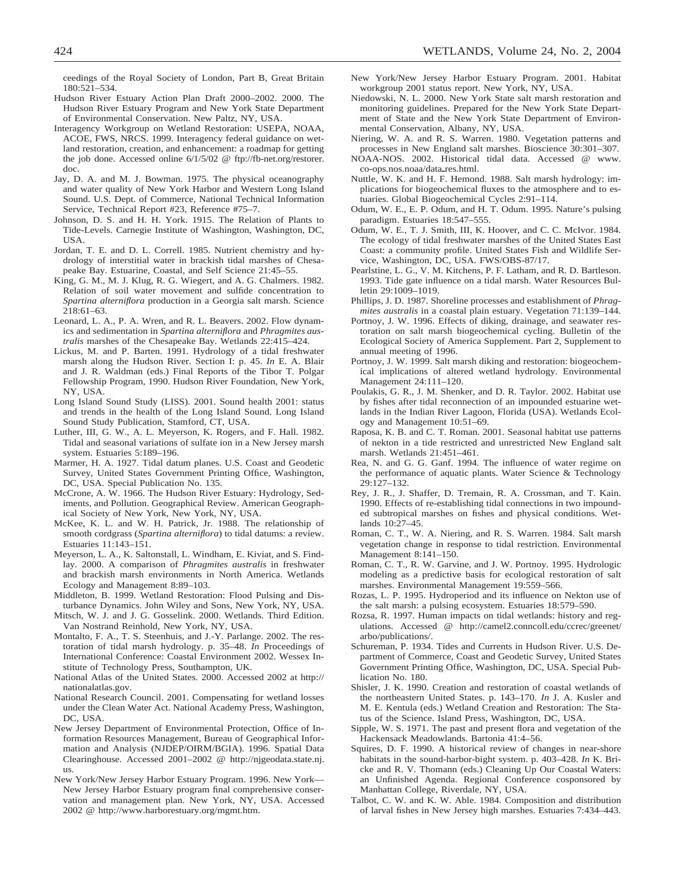ceedings of the Royal Society of London, Part B, Great Britain 180:521–534.

Hudson River Estuary Action Plan Draft 2000–2002. 2000. The Hudson River Estuary Program and New York State Department of Environmental Conservation. New Paltz, NY, USA.

Interagency Workgroup on Wetland Restoration: USEPA, NOAA, ACOE, FWS, NRCS. 1999. Interagency federal guidance on wetland restoration, creation, and enhancement: a roadmap for getting the job done. Accessed online 6/1/5/02 @ ftp://fb-net.org/restorer.doc.

Jay, D. A. and M. J. Bowman. 1975. The physical oceanography and water quality of New York Harbor and Western Long Island Sound. U.S. Dept. of Commerce, National Technical Information Service, Technical Report #23, Reference #75–7.

Johnson, D. S. and H. H. York. 1915. The Relation of Plants to Tide-Levels. Carnegie Institute of Washington, Washington, DC, USA.

Jordan, T. E. and D. L. Correll. 1985. Nutrient chemistry and hydrology of interstitial water in brackish tidal marshes of Chesapeake Bay. Estuarine, Coastal, and Self Science 21:45–55.

King, G. M., M. J. Klug, R. G. Wiegert, and A. G. Chalmers. 1982. Relation of soil water movement and sulfide concentration to *Spartina alterniflora* production in a Georgia salt marsh. Science 218:61–63.

Leonard, L. A., P. A. Wren, and R. L. Beavers. 2002. Flow dynamics and sedimentation in *Spartina alterniflora* and *Phragmites australis* marshes of the Chesapeake Bay. Wetlands 22:415–424.

Lickus, M. and P. Barten. 1991. Hydrology of a tidal freshwater marsh along the Hudson River. Section I: p. 45. *In* E. A. Blair and J. R. Waldman (eds.) Final Reports of the Tibor T. Polgar Fellowship Program, 1990. Hudson River Foundation, New York, NY, USA.

Long Island Sound Study (LISS). 2001. Sound health 2001: status and trends in the health of the Long Island Sound. Long Island Sound Study Publication, Stamford, CT, USA.

Luther, III, G. W., A. L. Meyerson, K. Rogers, and F. Hall. 1982. Tidal and seasonal variations of sulfate ion in a New Jersey marsh system. Estuaries 5:189–196.

Marmer, H. A. 1927. Tidal datum planes. U.S. Coast and Geodetic Survey, United States Government Printing Office, Washington, DC, USA. Special Publication No. 135.

McCrone, A. W. 1966. The Hudson River Estuary: Hydrology, Sediments, and Pollution. Geographical Review. American Geographical Society of New York, New York, NY, USA.

McKee, K. L. and W. H. Patrick, Jr. 1988. The relationship of smooth cordgrass (*Spartina alterniflora*) to tidal datums: a review. Estuaries 11:143–151.

Meyerson, L. A., K. Saltonstall, L. Windham, E. Kiviat, and S. Findlay. 2000. A comparison of *Phragmites australis* in freshwater and brackish marsh environments in North America. Wetlands Ecology and Management 8:89–103.

Middleton, B. 1999. Wetland Restoration: Flood Pulsing and Disturbance Dynamics. John Wiley and Sons, New York, NY, USA.

Mitsch, W. J. and J. G. Gosselink. 2000. Wetlands. Third Edition. Van Nostrand Reinhold, New York, NY, USA.

Montalto, F. A., T. S. Steenhuis, and J.-Y. Parlange. 2002. The restoration of tidal marsh hydrology. p. 35–48. *In* Proceedings of International Conference: Coastal Environment 2002. Wessex Institute of Technology Press, Southampton, UK.

National Atlas of the United States. 2000. Accessed 2002 at http://nationalatlas.gov.

National Research Council. 2001. Compensating for wetland losses under the Clean Water Act. National Academy Press, Washington, DC, USA.

New Jersey Department of Environmental Protection, Office of Information Resources Management, Bureau of Geographical Information and Analysis (NJDEP/OIRM/BGIA). 1996. Spatial Data Clearinghouse. Accessed 2001–2002 @ http://njgeodata.state.nj.us.

New York/New Jersey Harbor Estuary Program. 1996. New York—New Jersey Harbor Estuary program final comprehensive conservation and management plan. New York, NY, USA. Accessed 2002 @ http://www.harborestuary.org/mgmt.htm.

New York/New Jersey Harbor Estuary Program. 2001. Habitat workgroup 2001 status report. New York, NY, USA.

Niedowski, N. L. 2000. New York State salt marsh restoration and monitoring guidelines. Prepared for the New York State Department of State and the New York State Department of Environmental Conservation, Albany, NY, USA.

Niering, W. A. and R. S. Warren. 1980. Vegetation patterns and processes in New England salt marshes. Bioscience 30:301–307.

NOAA-NOS. 2002. Historical tidal data. Accessed @ www.co-ops.nos.noaa/data_res.html.

Nuttle, W. K. and H. F. Hemond. 1988. Salt marsh hydrology: implications for biogeochemical fluxes to the atmosphere and to estuaries. Global Biogeochemical Cycles 2:91–114.

Odum, W. E., E. P. Odum, and H. T. Odum. 1995. Nature's pulsing paradigm. Estuaries 18:547–555.

Odum, W. E., T. J. Smith, III, K. Hoover, and C. C. McIvor. 1984. The ecology of tidal freshwater marshes of the United States East Coast: a community profile. United States Fish and Wildlife Service, Washington, DC, USA. FWS/OBS-87/17.

Pearlstine, L. G., V. M. Kitchens, P. F. Latham, and R. D. Bartleson. 1993. Tide gate influence on a tidal marsh. Water Resources Bulletin 29:1009–1019.

Phillips, J. D. 1987. Shoreline processes and establishment of *Phragmites australis* in a coastal plain estuary. Vegetation 71:139–144.

Portnoy, J. W. 1996. Effects of diking, drainage, and seawater restoration on salt marsh biogeochemical cycling. Bulletin of the Ecological Society of America Supplement. Part 2, Supplement to annual meeting of 1996.

Portnoy, J. W. 1999. Salt marsh diking and restoration: biogeochemical implications of altered wetland hydrology. Environmental Management 24:111–120.

Poulakis, G. R., J. M. Shenker, and D. R. Taylor. 2002. Habitat use by fishes after tidal reconnection of an impounded estuarine wetlands in the Indian River Lagoon, Florida (USA). Wetlands Ecology and Management 10:51–69.

Raposa, K. B. and C. T. Roman. 2001. Seasonal habitat use patterns of nekton in a tide restricted and unrestricted New England salt marsh. Wetlands 21:451–461.

Rea, N. and G. G. Ganf. 1994. The influence of water regime on the performance of aquatic plants. Water Science & Technology 29:127–132.

Rey, J. R., J. Shaffer, D. Tremain, R. A. Crossman, and T. Kain. 1990. Effects of re-establishing tidal connections in two impounded subtropical marshes on fishes and physical conditions. Wetlands 10:27–45.

Roman, C. T., W. A. Niering, and R. S. Warren. 1984. Salt marsh vegetation change in response to tidal restriction. Environmental Management 8:141–150.

Roman, C. T., R. W. Garvine, and J. W. Portnoy. 1995. Hydrologic modeling as a predictive basis for ecological restoration of salt marshes. Environmental Management 19:559–566.

Rozas, L. P. 1995. Hydroperiod and its influence on Nekton use of the salt marsh: a pulsing ecosystem. Estuaries 18:579–590.

Rozsa, R. 1997. Human impacts on tidal wetlands: history and regulations. Accessed @ http://camel2.conncoll.edu/ccrec/greenet/arbo/publications/.

Schureman, P. 1934. Tides and Currents in Hudson River. U.S. Department of Commerce, Coast and Geodetic Survey, United States Government Printing Office, Washington, DC, USA. Special Publication No. 180.

Shisler, J. K. 1990. Creation and restoration of coastal wetlands of the northeastern United States. p. 143–170. *In* J. A. Kusler and M. E. Kentula (eds.) Wetland Creation and Restoration: The Status of the Science. Island Press, Washington, DC, USA.

Sipple, W. S. 1971. The past and present flora and vegetation of the Hackensack Meadowlands. Bartonia 41:4–56.

Squires, D. F. 1990. A historical review of changes in near-shore habitats in the sound-harbor-bight system. p. 403–428. *In* K. Bricke and R. V. Thomann (eds.) Cleaning Up Our Coastal Waters: an Unfinished Agenda. Regional Conference cosponsored by Manhattan College, Riverdale, NY, USA.

Talbot, C. W. and K. W. Able. 1984. Composition and distribution of larval fishes in New Jersey high marshes. Estuaries 7:434–443.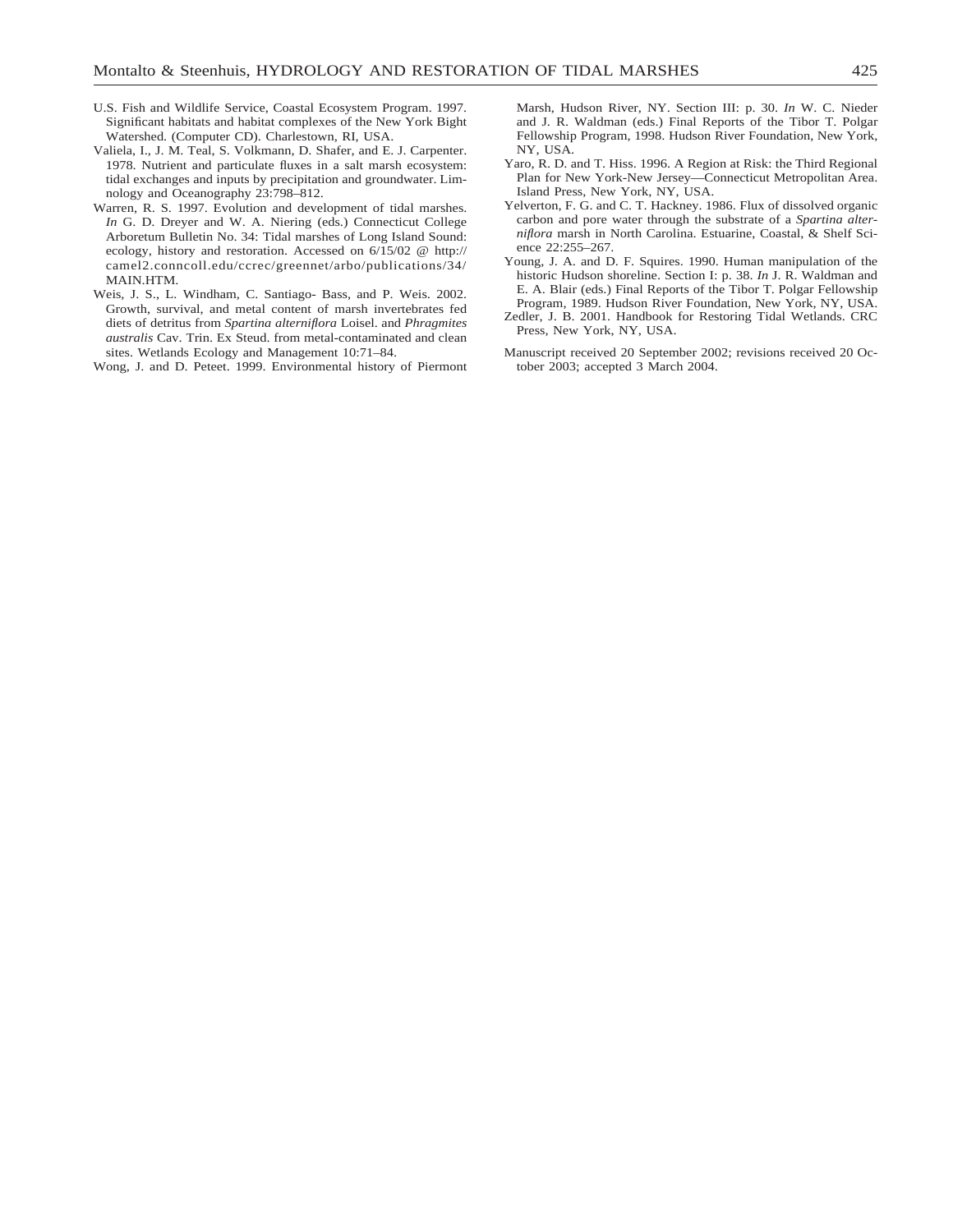U.S. Fish and Wildlife Service, Coastal Ecosystem Program. 1997. Significant habitats and habitat complexes of the New York Bight Watershed. (Computer CD). Charlestown, RI, USA.

Valiela, I., J. M. Teal, S. Volkmann, D. Shafer, and E. J. Carpenter. 1978. Nutrient and particulate fluxes in a salt marsh ecosystem: tidal exchanges and inputs by precipitation and groundwater. Limnology and Oceanography 23:798–812.

Warren, R. S. 1997. Evolution and development of tidal marshes. *In* G. D. Dreyer and W. A. Niering (eds.) Connecticut College Arboretum Bulletin No. 34: Tidal marshes of Long Island Sound: ecology, history and restoration. Accessed on 6/15/02 @ http://camel2.conncoll.edu/ccrec/greennet/arbo/publications/34/MAIN.HTM.

Weis, J. S., L. Windham, C. Santiago- Bass, and P. Weis. 2002. Growth, survival, and metal content of marsh invertebrates fed diets of detritus from *Spartina alterniflora* Loisel. and *Phragmites australis* Cav. Trin. Ex Steud. from metal-contaminated and clean sites. Wetlands Ecology and Management 10:71–84.

Wong, J. and D. Peteet. 1999. Environmental history of Piermont Marsh, Hudson River, NY. Section III: p. 30. *In* W. C. Nieder and J. R. Waldman (eds.) Final Reports of the Tibor T. Polgar Fellowship Program, 1998. Hudson River Foundation, New York, NY, USA.

Yaro, R. D. and T. Hiss. 1996. A Region at Risk: the Third Regional Plan for New York-New Jersey—Connecticut Metropolitan Area. Island Press, New York, NY, USA.

Yelverton, F. G. and C. T. Hackney. 1986. Flux of dissolved organic carbon and pore water through the substrate of a *Spartina alterniflora* marsh in North Carolina. Estuarine, Coastal, & Shelf Science 22:255–267.

Young, J. A. and D. F. Squires. 1990. Human manipulation of the historic Hudson shoreline. Section I: p. 38. *In* J. R. Waldman and E. A. Blair (eds.) Final Reports of the Tibor T. Polgar Fellowship Program, 1989. Hudson River Foundation, New York, NY, USA.

Zedler, J. B. 2001. Handbook for Restoring Tidal Wetlands. CRC Press, New York, NY, USA.

Manuscript received 20 September 2002; revisions received 20 October 2003; accepted 3 March 2004.